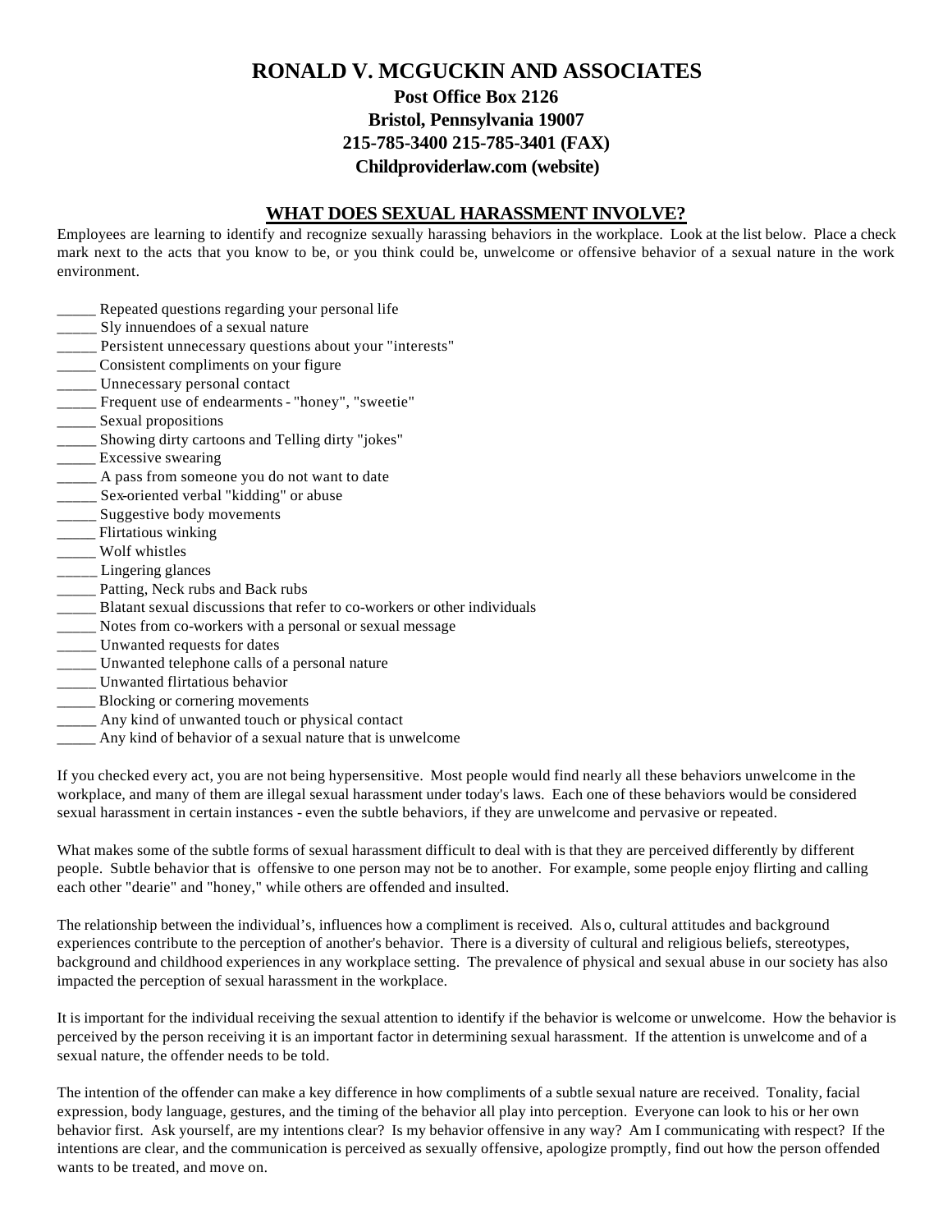# RONALD V. MCGUCKIN AND ASSOCIATES

**Post Office Box 2126**
**Bristol, Pennsylvania 19007**
**215-785-3400 215-785-3401 (FAX)**
**Childproviderlaw.com (website)**

## WHAT DOES SEXUAL HARASSMENT INVOLVE?

Employees are learning to identify and recognize sexually harassing behaviors in the workplace. Look at the list below. Place a check mark next to the acts that you know to be, or you think could be, unwelcome or offensive behavior of a sexual nature in the work environment.

_____ Repeated questions regarding your personal life
_____ Sly innuendoes of a sexual nature
_____ Persistent unnecessary questions about your "interests"
_____ Consistent compliments on your figure
_____ Unnecessary personal contact
_____ Frequent use of endearments - "honey", "sweetie"
_____ Sexual propositions
_____ Showing dirty cartoons and Telling dirty "jokes"
_____ Excessive swearing
_____ A pass from someone you do not want to date
_____ Sex-oriented verbal "kidding" or abuse
_____ Suggestive body movements
_____ Flirtatious winking
_____ Wolf whistles
_____ Lingering glances
_____ Patting, Neck rubs and Back rubs
_____ Blatant sexual discussions that refer to co-workers or other individuals
_____ Notes from co-workers with a personal or sexual message
_____ Unwanted requests for dates
_____ Unwanted telephone calls of a personal nature
_____ Unwanted flirtatious behavior
_____ Blocking or cornering movements
_____ Any kind of unwanted touch or physical contact
_____ Any kind of behavior of a sexual nature that is unwelcome

If you checked every act, you are not being hypersensitive. Most people would find nearly all these behaviors unwelcome in the workplace, and many of them are illegal sexual harassment under today's laws. Each one of these behaviors would be considered sexual harassment in certain instances - even the subtle behaviors, if they are unwelcome and pervasive or repeated.

What makes some of the subtle forms of sexual harassment difficult to deal with is that they are perceived differently by different people. Subtle behavior that is offensive to one person may not be to another. For example, some people enjoy flirting and calling each other "dearie" and "honey," while others are offended and insulted.

The relationship between the individual's, influences how a compliment is received. Also, cultural attitudes and background experiences contribute to the perception of another's behavior. There is a diversity of cultural and religious beliefs, stereotypes, background and childhood experiences in any workplace setting. The prevalence of physical and sexual abuse in our society has also impacted the perception of sexual harassment in the workplace.

It is important for the individual receiving the sexual attention to identify if the behavior is welcome or unwelcome. How the behavior is perceived by the person receiving it is an important factor in determining sexual harassment. If the attention is unwelcome and of a sexual nature, the offender needs to be told.

The intention of the offender can make a key difference in how compliments of a subtle sexual nature are received. Tonality, facial expression, body language, gestures, and the timing of the behavior all play into perception. Everyone can look to his or her own behavior first. Ask yourself, are my intentions clear? Is my behavior offensive in any way? Am I communicating with respect? If the intentions are clear, and the communication is perceived as sexually offensive, apologize promptly, find out how the person offended wants to be treated, and move on.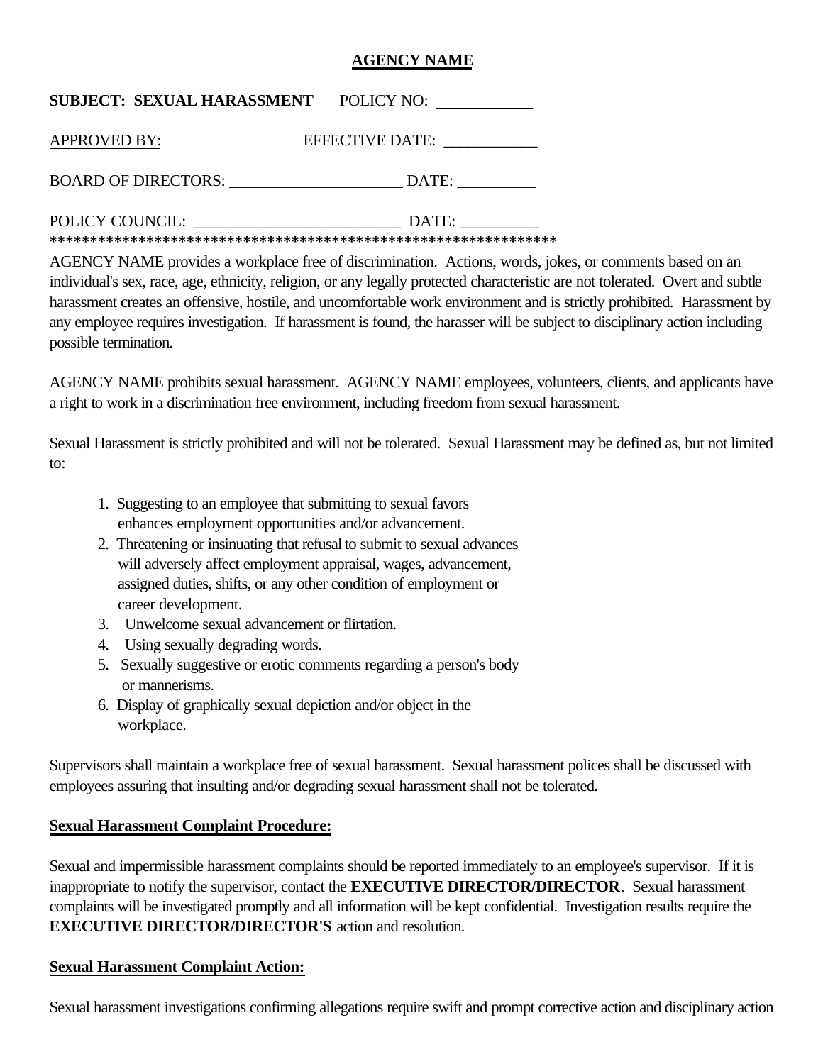**AGENCY NAME**

**SUBJECT: SEXUAL HARASSMENT** POLICY NO: ____________

APPROVED BY: EFFECTIVE DATE: ____________

BOARD OF DIRECTORS: _____________________ DATE: __________

POLICY COUNCIL: __________________________ DATE: __________

*****************************************************************

AGENCY NAME provides a workplace free of discrimination. Actions, words, jokes, or comments based on an individual's sex, race, age, ethnicity, religion, or any legally protected characteristic are not tolerated. Overt and subtle harassment creates an offensive, hostile, and uncomfortable work environment and is strictly prohibited. Harassment by any employee requires investigation. If harassment is found, the harasser will be subject to disciplinary action including possible termination.

AGENCY NAME prohibits sexual harassment. AGENCY NAME employees, volunteers, clients, and applicants have a right to work in a discrimination free environment, including freedom from sexual harassment.

Sexual Harassment is strictly prohibited and will not be tolerated. Sexual Harassment may be defined as, but not limited to:

1. Suggesting to an employee that submitting to sexual favors enhances employment opportunities and/or advancement.
2. Threatening or insinuating that refusal to submit to sexual advances will adversely affect employment appraisal, wages, advancement, assigned duties, shifts, or any other condition of employment or career development.
3. Unwelcome sexual advancement or flirtation.
4. Using sexually degrading words.
5. Sexually suggestive or erotic comments regarding a person's body or mannerisms.
6. Display of graphically sexual depiction and/or object in the workplace.

Supervisors shall maintain a workplace free of sexual harassment. Sexual harassment polices shall be discussed with employees assuring that insulting and/or degrading sexual harassment shall not be tolerated.

**Sexual Harassment Complaint Procedure:**

Sexual and impermissible harassment complaints should be reported immediately to an employee's supervisor. If it is inappropriate to notify the supervisor, contact the **EXECUTIVE DIRECTOR/DIRECTOR**. Sexual harassment complaints will be investigated promptly and all information will be kept confidential. Investigation results require the **EXECUTIVE DIRECTOR/DIRECTOR'S** action and resolution.

**Sexual Harassment Complaint Action:**

Sexual harassment investigations confirming allegations require swift and prompt corrective action and disciplinary action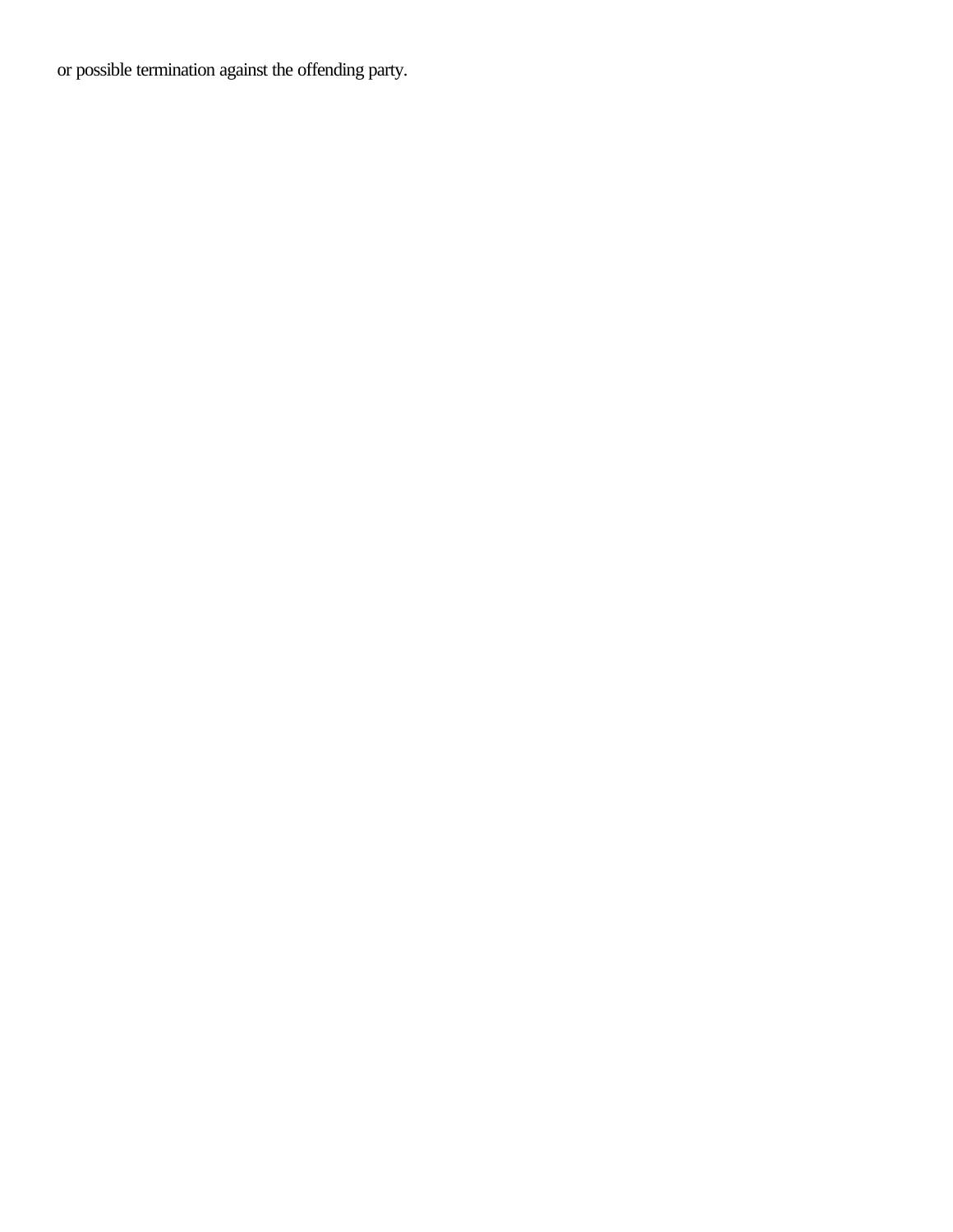or possible termination against the offending party.